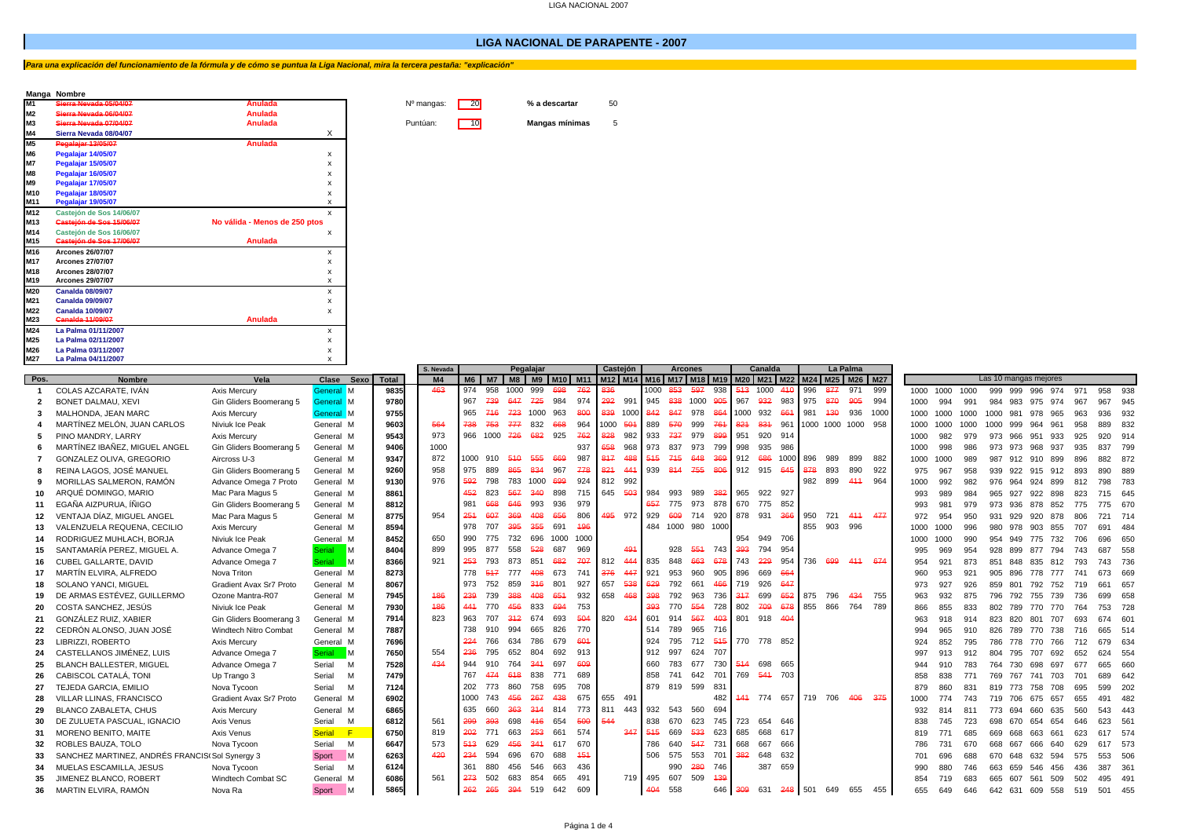# LIGA NACIONAL DE PARAPENTE - 2007

***Para una explicación del funcionamiento de la fórmula y de cómo se puntua la Liga Nacional, mira la tercera pestaña: "explicación"***

| Manga | Nombre | | |
|---|---|---|---|
| M1 | ~~Sierra Nevada 05/04/07~~ | Anulada | |
| M2 | ~~Sierra Nevada 06/04/07~~ | Anulada | |
| M3 | ~~Sierra Nevada 07/04/07~~ | Anulada | |
| M4 | Sierra Nevada 08/04/07 | | X |
| M5 | ~~Pegalajar 13/05/07~~ | Anulada | |
| M6 | Pegalajar 14/05/07 | | x |
| M7 | Pegalajar 15/05/07 | | x |
| M8 | Pegalajar 16/05/07 | | x |
| M9 | Pegalajar 17/05/07 | | x |
| M10 | Pegalajar 18/05/07 | | x |
| M11 | Pegalajar 19/05/07 | | x |
| M12 | Castejón de Sos 14/06/07 | | x |
| M13 | ~~Castejón de Sos 15/06/07~~ | No válida - Menos de 250 ptos | |
| M14 | Castejón de Sos 16/06/07 | | x |
| M15 | ~~Castejón de Sos 17/06/07~~ | Anulada | |
| M16 | Arcones 26/07/07 | | x |
| M17 | Arcones 27/07/07 | | x |
| M18 | Arcones 28/07/07 | | x |
| M19 | Arcones 29/07/07 | | x |
| M20 | Canalda 08/09/07 | | x |
| M21 | Canalda 09/09/07 | | x |
| M22 | Canalda 10/09/07 | | x |
| M23 | ~~Canalda 11/09/07~~ | Anulada | |
| M24 | La Palma 01/11/2007 | | x |
| M25 | La Palma 02/11/2007 | | x |
| M26 | La Palma 03/11/2007 | | x |
| M27 | La Palma 04/11/2007 | | x |

Nº mangas: 20 — % a descartar: 50

Puntúan: 10 — Mangas mínimas: 5

| Pos. | Nombre | Vela | Clase | Sexo | Total | S. Nevada M4 | Pegalajar M6 | M7 | M8 | M9 | M10 | M11 | Castejón M12 | M14 | Arcones M16 | M17 | M18 | M19 | Canalda M20 | M21 | M22 | La Palma M24 | M25 | M26 | M27 | Las 10 mangas mejores | | | | | | | | | |
|---|---|---|---|---|---|---|---|---|---|---|---|---|---|---|---|---|---|---|---|---|---|---|---|---|---|---|---|---|---|---|---|---|---|---|---|
| 1 | COLAS AZCARATE, IVÁN | Axis Mercury | General | M | 9835 | ~~463~~ | 974 | 958 | 1000 | 999 | ~~698~~ | ~~762~~ | ~~836~~ | | 1000 | ~~853~~ | ~~597~~ | 938 | ~~513~~ | 1000 | ~~410~~ | 996 | ~~877~~ | 971 | 999 | 1000 | 1000 | 1000 | 999 | 999 | 996 | 974 | 971 | 958 | 938 |
| 2 | BONET DALMAU, XEVI | Gin Gliders Boomerang 5 | General | M | 9780 | | 967 | ~~739~~ | ~~647~~ | ~~725~~ | 984 | 974 | ~~292~~ | 991 | 945 | ~~838~~ | 1000 | ~~905~~ | 967 | ~~932~~ | 983 | 975 | ~~870~~ | ~~905~~ | 994 | 1000 | 994 | 991 | 984 | 983 | 975 | 974 | 967 | 967 | 945 |
| 3 | MALHONDA, JEAN MARC | Axis Mercury | General | M | 9755 | | 965 | ~~716~~ | ~~723~~ | 1000 | 963 | ~~800~~ | ~~839~~ | 1000 | ~~842~~ | ~~847~~ | 978 | ~~864~~ | 1000 | 932 | ~~661~~ | 981 | ~~130~~ | 936 | 1000 | 1000 | 1000 | 1000 | 1000 | 981 | 978 | 965 | 963 | 936 | 932 |
| 4 | MARTÍNEZ MELÓN, JUAN CARLOS | Niviuk Ice Peak | General | M | 9603 | ~~564~~ | ~~738~~ | ~~753~~ | ~~777~~ | 832 | ~~668~~ | 964 | 1000 | ~~501~~ | 889 | ~~570~~ | 999 | ~~761~~ | ~~821~~ | ~~831~~ | 961 | 1000 | 1000 | 1000 | 958 | 1000 | 1000 | 1000 | 1000 | 999 | 964 | 961 | 958 | 889 | 832 |
| 5 | PINO MANDRY, LARRY | Axis Mercury | General | M | 9543 | 973 | 966 | 1000 | ~~726~~ | ~~682~~ | 925 | ~~762~~ | ~~828~~ | 982 | 933 | ~~737~~ | 979 | ~~899~~ | 951 | 920 | 914 | | | | | 1000 | 982 | 979 | 973 | 966 | 951 | 933 | 925 | 920 | 914 |
| 6 | MARTÍNEZ IBAÑEZ, MIGUEL ANGEL | Gin Gliders Boomerang 5 | General | M | 9406 | 1000 | | | | | | | ~~658~~ | 968 | 973 | 837 | 973 | 799 | 998 | 935 | 986 | | | | | 1000 | 998 | 986 | 973 | 973 | 968 | 937 | 935 | 837 | 799 |
| 7 | GONZALEZ OLIVA, GREGORIO | Aircross U-3 | General | M | 9347 | 872 | 1000 | 910 | ~~510~~ | ~~555~~ | ~~669~~ | 987 | ~~817~~ | ~~488~~ | ~~515~~ | ~~715~~ | ~~648~~ | ~~369~~ | 912 | ~~686~~ | 1000 | 896 | 989 | 899 | 882 | 1000 | 1000 | 989 | 987 | 912 | 910 | 899 | 896 | 882 | 872 |
| 8 | REINA LAGOS, JOSÉ MANUEL | Gin Gliders Boomerang 5 | General | M | 9260 | 958 | 975 | 889 | ~~865~~ | ~~834~~ | 967 | ~~778~~ | ~~821~~ | ~~441~~ | 939 | ~~814~~ | ~~755~~ | ~~806~~ | 912 | 915 | ~~645~~ | ~~878~~ | 893 | 890 | 922 | 975 | 967 | 958 | 939 | 922 | 915 | 912 | 893 | 890 | 889 |
| 9 | MORILLAS SALMERON, RAMÓN | Advance Omega 7 Proto | General | M | 9130 | 976 | ~~592~~ | 798 | 783 | 1000 | ~~699~~ | 924 | 812 | 992 | | | | | | | | 982 | 899 | ~~411~~ | 964 | 1000 | 992 | 982 | 976 | 964 | 924 | 899 | 812 | 798 | 783 |
| 10 | ARQUÉ DOMINGO, MARIO | Mac Para Magus 5 | General | M | 8861 | | ~~452~~ | 823 | ~~567~~ | ~~340~~ | 898 | 715 | 645 | ~~503~~ | 984 | 993 | 989 | ~~382~~ | 965 | 922 | 927 | | | | | 993 | 989 | 984 | 965 | 927 | 922 | 898 | 823 | 715 | 645 |
| 11 | EGAÑA AIZPURUA, IÑIGO | Gin Gliders Boomerang 5 | General | M | 8812 | | 981 | ~~668~~ | ~~646~~ | 993 | 936 | 979 | | | ~~657~~ | 775 | 973 | 878 | 670 | 775 | 852 | | | | | 993 | 981 | 979 | 973 | 936 | 878 | 852 | 775 | 775 | 670 |
| 12 | VENTAJA DÍAZ, MIGUEL ANGEL | Mac Para Magus 5 | General | M | 8775 | 954 | ~~251~~ | ~~607~~ | ~~369~~ | ~~408~~ | ~~656~~ | 806 | ~~495~~ | 972 | 929 | ~~609~~ | 714 | 920 | 878 | 931 | ~~366~~ | 950 | 721 | ~~411~~ | ~~477~~ | 972 | 954 | 950 | 931 | 929 | 920 | 878 | 806 | 721 | 714 |
| 13 | VALENZUELA REQUENA, CECILIO | Axis Mercury | General | M | 8594 | | 978 | 707 | ~~395~~ | ~~355~~ | 691 | ~~196~~ | | | 484 | 1000 | 980 | 1000 | | | | 855 | 903 | 996 | | 1000 | 1000 | 996 | 980 | 978 | 903 | 855 | 707 | 691 | 484 |
| 14 | RODRIGUEZ MUHLACH, BORJA | Niviuk Ice Peak | General | M | 8452 | 650 | 990 | 775 | 732 | 696 | 1000 | 1000 | | | | | | | 954 | 949 | 706 | | | | | 1000 | 1000 | 990 | 954 | 949 | 775 | 732 | 706 | 696 | 650 |
| 15 | SANTAMARÍA PÉREZ, MIGUEL A. | Advance Omega 7 | Serial | M | 8404 | 899 | 995 | 877 | 558 | ~~528~~ | 687 | 969 | | ~~491~~ | | 928 | ~~551~~ | 743 | ~~393~~ | 794 | 954 | | | | | 995 | 969 | 954 | 928 | 899 | 877 | 794 | 743 | 687 | 558 |
| 16 | CUBEL GALLARTE, DAVID | Advance Omega 7 | Serial | M | 8366 | 921 | ~~253~~ | 793 | 873 | 851 | ~~682~~ | ~~707~~ | 812 | ~~444~~ | 835 | 848 | ~~663~~ | ~~678~~ | 743 | ~~229~~ | 954 | 736 | ~~699~~ | ~~411~~ | ~~674~~ | 954 | 921 | 873 | 851 | 848 | 835 | 812 | 793 | 743 | 736 |
| 17 | MARTÍN ELVIRA, ALFREDO | Nova Triton | General | M | 8273 | | 778 | ~~517~~ | 777 | ~~408~~ | 673 | 741 | ~~376~~ | ~~447~~ | 921 | 953 | 960 | 905 | 896 | 669 | ~~664~~ | | | | | 960 | 953 | 921 | 905 | 896 | 778 | 777 | 741 | 673 | 669 |
| 18 | SOLANO YANCI, MIGUEL | Gradient Avax Sr7 Proto | General | M | 8067 | | 973 | 752 | 859 | ~~316~~ | 801 | 927 | 657 | ~~538~~ | ~~629~~ | 792 | 661 | ~~466~~ | 719 | 926 | ~~647~~ | | | | | 973 | 927 | 926 | 859 | 801 | 792 | 752 | 719 | 661 | 657 |
| 19 | DE ARMAS ESTÉVEZ, GUILLERMO | Ozone Mantra-R07 | General | M | 7945 | ~~186~~ | ~~239~~ | 739 | ~~388~~ | ~~408~~ | ~~651~~ | 932 | 658 | ~~468~~ | ~~398~~ | 792 | 963 | 736 | ~~317~~ | 699 | ~~652~~ | 875 | 796 | ~~434~~ | 755 | 963 | 932 | 875 | 796 | 792 | 755 | 739 | 736 | 699 | 658 |
| 20 | COSTA SANCHEZ, JESÚS | Niviuk Ice Peak | General | M | 7930 | ~~186~~ | ~~441~~ | 770 | ~~456~~ | 833 | ~~694~~ | 753 | | | ~~393~~ | 770 | ~~554~~ | 728 | 802 | ~~709~~ | ~~678~~ | 855 | 866 | 764 | 789 | 866 | 855 | 833 | 802 | 789 | 770 | 770 | 764 | 753 | 728 |
| 21 | GONZÁLEZ RUIZ, XABIER | Gin Gliders Boomerang 3 | General | M | 7914 | 823 | 963 | 707 | ~~312~~ | 674 | 693 | ~~504~~ | 820 | ~~434~~ | 601 | 914 | ~~567~~ | ~~403~~ | 801 | 918 | ~~404~~ | | | | | 963 | 918 | 914 | 823 | 820 | 801 | 707 | 693 | 674 | 601 |
| 22 | CEDRÓN ALONSO, JUAN JOSÉ | Windtech Nitro Combat | General | M | 7887 | | 738 | 910 | 994 | 665 | 826 | 770 | | | 514 | 789 | 965 | 716 | | | | | | | | 994 | 965 | 910 | 826 | 789 | 770 | 738 | 716 | 665 | 514 |
| 23 | LIBRIZZI, ROBERTO | Axis Mercury | General | M | 7696 | | ~~224~~ | 766 | 634 | 786 | 679 | ~~601~~ | | | 924 | 795 | 712 | ~~515~~ | 770 | 778 | 852 | | | | | 924 | 852 | 795 | 786 | 778 | 770 | 766 | 712 | 679 | 634 |
| 24 | CASTELLANOS JIMÉNEZ, LUIS | Advance Omega 7 | Serial | M | 7650 | 554 | ~~236~~ | 795 | 652 | 804 | 692 | 913 | | | 912 | 997 | 624 | 707 | | | | | | | | 997 | 913 | 912 | 804 | 795 | 707 | 692 | 652 | 624 | 554 |
| 25 | BLANCH BALLESTER, MIGUEL | Advance Omega 7 | Serial | M | 7528 | ~~434~~ | 944 | 910 | 764 | ~~341~~ | 697 | ~~609~~ | | | 660 | 783 | 677 | 730 | ~~514~~ | 698 | 665 | | | | | 944 | 910 | 783 | 764 | 730 | 698 | 697 | 677 | 665 | 660 |
| 26 | CABISCOL CATALÁ, TONI | Up Trango 3 | Serial | M | 7479 | | 767 | ~~474~~ | ~~618~~ | 838 | 771 | 689 | | | 858 | 741 | 642 | 701 | 769 | ~~541~~ | 703 | | | | | 858 | 838 | 771 | 769 | 767 | 741 | 703 | 701 | 689 | 642 |
| 27 | TEJEDA GARCIA, EMILIO | Nova Tycoon | Serial | M | 7124 | | 202 | 773 | 860 | 758 | 695 | 708 | | | 879 | 819 | 599 | 831 | | | | | | | | 879 | 860 | 831 | 819 | 773 | 758 | 708 | 695 | 599 | 202 |
| 28 | VILLAR LLINAS, FRANCISCO | Gradient Avax Sr7 Proto | General | M | 6902 | | 1000 | 743 | ~~456~~ | ~~267~~ | ~~438~~ | 675 | 655 | 491 | | | | 482 | ~~141~~ | 774 | 657 | 719 | 706 | ~~406~~ | ~~375~~ | 1000 | 774 | 743 | 719 | 706 | 675 | 657 | 655 | 491 | 482 |
| 29 | BLANCO ZABALETA, CHUS | Axis Mercury | General | M | 6865 | | 635 | 660 | ~~363~~ | ~~314~~ | 814 | 773 | 811 | 443 | 932 | 543 | 560 | 694 | | | | | | | | 932 | 814 | 811 | 773 | 694 | 660 | 635 | 560 | 543 | 443 |
| 30 | DE ZULUETA PASCUAL, IGNACIO | Axis Venus | Serial | M | 6812 | 561 | ~~299~~ | ~~393~~ | 698 | ~~416~~ | 654 | ~~500~~ | ~~544~~ | | 838 | 670 | 623 | 745 | 723 | 654 | 646 | | | | | 838 | 745 | 723 | 698 | 670 | 654 | 654 | 646 | 623 | 561 |
| 31 | MORENO BENITO, MAITE | Axis Venus | Serial | F | 6750 | 819 | ~~202~~ | 771 | 663 | ~~253~~ | 661 | 574 | | ~~347~~ | ~~515~~ | 669 | ~~533~~ | 623 | 685 | 668 | 617 | | | | | 819 | 771 | 685 | 669 | 668 | 663 | 661 | 623 | 617 | 574 |
| 32 | ROBLES BAUZA, TOLO | Nova Tycoon | Serial | M | 6647 | 573 | ~~513~~ | 629 | ~~456~~ | ~~341~~ | 617 | 670 | | | 786 | 640 | ~~547~~ | 731 | 668 | 667 | 666 | | | | | 786 | 731 | 670 | 668 | 667 | 666 | 640 | 629 | 617 | 573 |
| 33 | SANCHEZ MARTINEZ, ANDRÉS FRANCISCO | Sol Synergy 3 | Sport | M | 6263 | ~~420~~ | ~~234~~ | 594 | 696 | 670 | 688 | ~~151~~ | | | 506 | 575 | 553 | 701 | ~~382~~ | 648 | 632 | | | | | 701 | 696 | 688 | 670 | 648 | 632 | 594 | 575 | 553 | 506 |
| 34 | MUELAS ESCAMILLA, JESUS | Nova Tycoon | Serial | M | 6124 | | 361 | 880 | 456 | 546 | 663 | 436 | | | | 990 | ~~280~~ | 746 | | 387 | 659 | | | | | 990 | 880 | 746 | 663 | 659 | 546 | 456 | 436 | 387 | 361 |
| 35 | JIMENEZ BLANCO, ROBERT | Windtech Combat SC | General | M | 6086 | 561 | ~~273~~ | 502 | 683 | 854 | 665 | 491 | | 719 | 495 | 607 | 509 | ~~139~~ | | | | | | | | 854 | 719 | 683 | 665 | 607 | 561 | 509 | 502 | 495 | 491 |
| 36 | MARTIN ELVIRA, RAMÓN | Nova Ra | Sport | M | 5865 | | ~~262~~ | ~~265~~ | ~~394~~ | 519 | 642 | 609 | | | ~~404~~ | 558 | | 646 | ~~309~~ | 631 | ~~248~~ | 501 | 649 | 655 | 455 | 655 | 649 | 646 | 642 | 631 | 609 | 558 | 519 | 501 | 455 |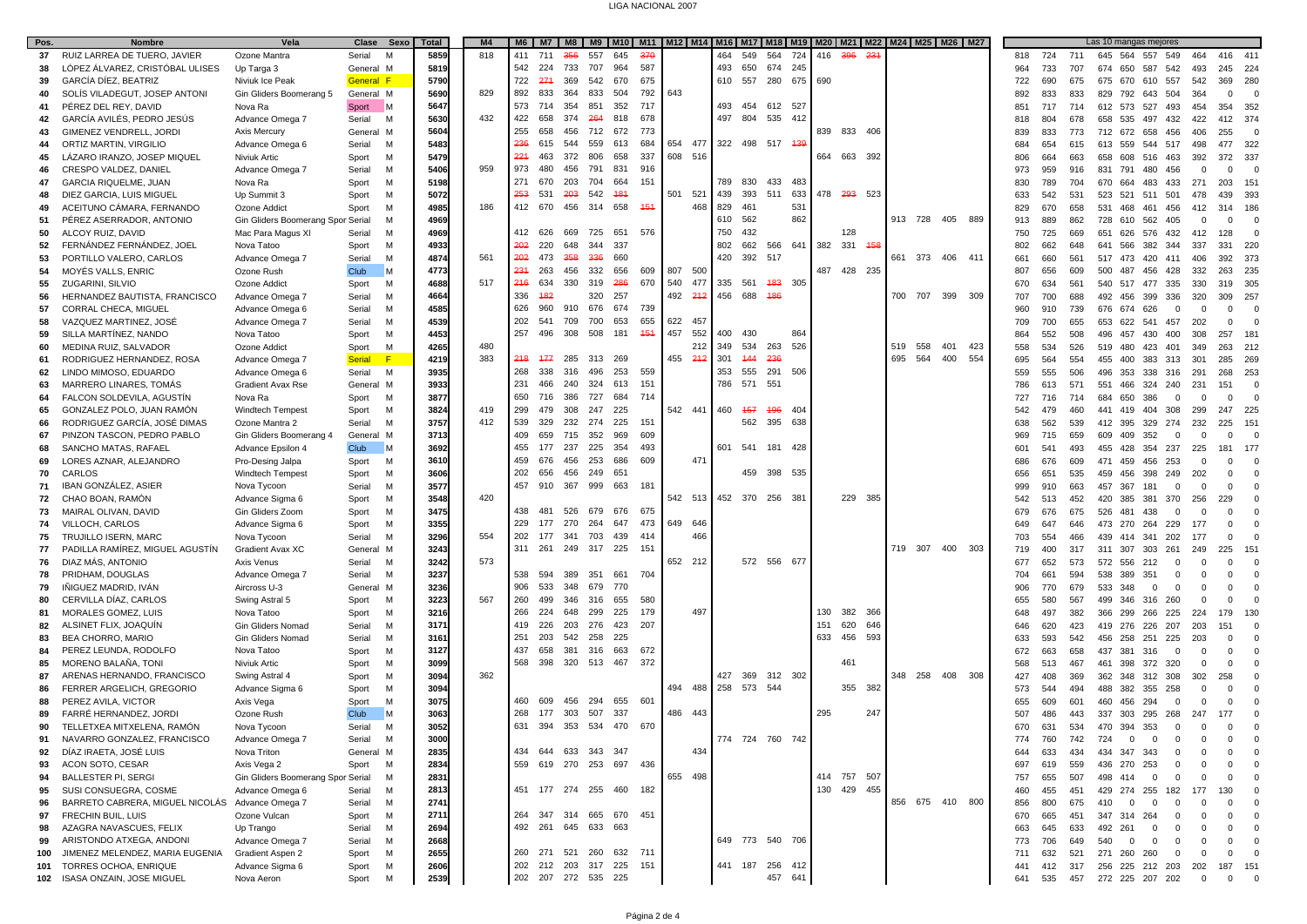# LIGA NACIONAL 2007

| Pos. | Nombre | Vela | Clase | Sexo | Total | M4 | M6 | M7 | M8 | M9 | M10 | M11 | M12 | M14 | M16 | M17 | M18 | M19 | M20 | M21 | M22 | M24 | M25 | M26 | M27 | Las 10 mangas mejores | | | | | | | | | |
|---|---|---|---|---|---|---|---|---|---|---|---|---|---|---|---|---|---|---|---|---|---|---|---|---|---|---|---|---|---|---|---|---|---|---|---|
| 37 | RUIZ LARENA DE TUERO, JAVIER | Ozone Mantra | Serial | M | 5859 | 818 | 411 | 711 | ~~356~~ | 557 | 645 | ~~370~~ | | | 464 | 549 | 564 | 724 | 416 | ~~396~~ | ~~331~~ | | | | | 818 | 724 | 711 | 645 | 564 | 557 | 549 | 464 | 416 | 411 |
| 38 | LÓPEZ ÁLVAREZ, CRISTÓBAL ULISES | Up Targa 3 | General | M | 5819 | | 542 | 224 | 733 | 707 | 964 | 587 | | | 493 | 650 | 674 | 245 | | | | | | | | 964 | 733 | 707 | 674 | 650 | 587 | 542 | 493 | 245 | 224 |
| 39 | GARCÍA DÍEZ, BEATRIZ | Niviuk Ice Peak | General | F | 5790 | | 722 | ~~271~~ | 369 | 542 | 670 | 675 | | | 610 | 557 | 280 | 675 | 690 | | | | | | | 722 | 690 | 675 | 675 | 670 | 610 | 557 | 542 | 369 | 280 |
| 40 | SOLÍS VILADEGUT, JOSEP ANTONI | Gin Gliders Boomerang 5 | General | M | 5690 | 829 | 892 | 833 | 364 | 833 | 504 | 792 | 643 | | | | | | | | | | | | | 892 | 833 | 833 | 829 | 792 | 643 | 504 | 364 | 0 | 0 |
| 41 | PÉREZ DEL REY, DAVID | Nova Ra | Sport | M | 5647 | | 573 | 714 | 354 | 851 | 352 | 717 | | | 493 | 453 | 612 | 527 | | | | | | | | 851 | 717 | 714 | 612 | 573 | 527 | 493 | 454 | 354 | 352 |
| 42 | GARCÍA AVILÉS, PEDRO JESÚS | Advance Omega 7 | Serial | M | 5630 | 432 | 422 | 658 | 374 | ~~264~~ | 818 | 678 | | | 497 | 804 | 535 | 412 | | | | | | | | 818 | 804 | 678 | 658 | 535 | 497 | 432 | 422 | 412 | 374 |
| 43 | GIMENEZ VENDRELL, JORDI | Axis Mercury | General | M | 5604 | | 255 | 658 | 456 | 712 | 672 | 773 | | | | | | | 839 | 833 | 406 | | | | | 839 | 833 | 773 | 712 | 672 | 658 | 456 | 406 | 255 | 0 |
| 44 | ORTIZ MARTIN, VIRGILIO | Advance Omega 6 | Serial | M | 5483 | | ~~236~~ | 615 | 544 | 559 | 613 | 684 | 654 | 477 | 322 | 498 | 517 | ~~139~~ | | | | | | | | 684 | 654 | 615 | 613 | 559 | 544 | 517 | 498 | 477 | 322 |
| 45 | LÁZARO IRANZO, JOSEP MIQUEL | Niviuk Artic | Sport | M | 5479 | | ~~221~~ | 463 | 372 | 806 | 658 | 337 | 608 | 516 | | | | | 664 | 663 | 392 | | | | | 806 | 664 | 663 | 658 | 608 | 516 | 463 | 392 | 372 | 337 |
| 46 | CRESPO VALDEZ, DANIEL | Advance Omega 7 | Serial | M | 5406 | 959 | 973 | 480 | 456 | 791 | 831 | 916 | | | | | | | | | | | | | | 973 | 959 | 916 | 831 | 791 | 480 | 456 | 0 | 0 | 0 |
| 47 | GARCIA RIQUELME, JUAN | Nova Ra | Sport | M | 5198 | | 271 | 670 | 203 | 704 | 664 | 151 | | | 789 | 830 | 433 | 483 | | | | | | | | 830 | 789 | 704 | 670 | 664 | 483 | 433 | 271 | 203 | 151 |
| 48 | DIEZ GARCIA, LUIS MIGUEL | Up Summit 3 | Sport | M | 5072 | | ~~253~~ | 531 | ~~203~~ | 542 | ~~181~~ | | 501 | 521 | 439 | 393 | 511 | 633 | 478 | ~~293~~ | 523 | | | | | 633 | 542 | 531 | 523 | 521 | 511 | 501 | 478 | 439 | 393 |
| 49 | ACEITUNO CÁMARA, FERNANDO | Ozone Addict | Sport | M | 4985 | 186 | 412 | 670 | 456 | 314 | 658 | ~~151~~ | | 468 | 829 | 461 | | 531 | | | | | | | | 829 | 670 | 658 | 531 | 468 | 461 | 456 | 412 | 314 | 186 |
| 51 | PÉREZ ASERRADOR, ANTONIO | Gin Gliders Boomerang Spor | Serial | M | 4969 | | | | | | | | | | 610 | 562 | | 862 | | | | 913 | 728 | 405 | 889 | 913 | 889 | 862 | 728 | 610 | 562 | 405 | 0 | 0 | 0 |
| 50 | ALCOY RUIZ, DAVID | Mac Para Magus XI | Serial | M | 4969 | | 412 | 626 | 669 | 725 | 651 | 576 | | | 750 | 432 | | | | 128 | | | | | | 750 | 725 | 669 | 651 | 626 | 576 | 432 | 412 | 128 | 0 |
| 52 | FERNÁNDEZ FERNÁNDEZ, JOEL | Nova Tatoo | Sport | M | 4933 | | ~~202~~ | 220 | 648 | 344 | 337 | | | | 802 | 662 | 566 | 641 | 382 | 331 | ~~158~~ | | | | | 802 | 662 | 648 | 641 | 566 | 382 | 344 | 337 | 331 | 220 |
| 53 | PORTILLO VALERO, CARLOS | Advance Omega 7 | Serial | M | 4874 | 561 | ~~202~~ | 473 | ~~358~~ | ~~336~~ | 660 | | | | 420 | 392 | 517 | | | | | 661 | 373 | 406 | 411 | 661 | 660 | 561 | 517 | 473 | 420 | 411 | 406 | 392 | 373 |
| 54 | MOYÉS VALLS, ENRIC | Ozone Rush | Club | M | 4773 | | ~~231~~ | 263 | 456 | 332 | 656 | 609 | 807 | 500 | | | | | 487 | 428 | 235 | | | | | 807 | 656 | 609 | 500 | 487 | 456 | 428 | 332 | 263 | 235 |
| 55 | ZUGARINI, SILVIO | Ozone Addict | Sport | M | 4688 | 517 | ~~216~~ | 634 | 330 | 319 | ~~286~~ | 670 | 540 | 477 | 335 | 561 | ~~183~~ | 305 | | | | | | | | 670 | 634 | 561 | 540 | 517 | 477 | 335 | 330 | 319 | 305 |
| 56 | HERNANDEZ BAUTISTA, FRANCISCO | Advance Omega 7 | Serial | M | 4664 | | 336 | ~~182~~ | | 320 | 257 | | 492 | ~~212~~ | 456 | 688 | ~~186~~ | | | | | 700 | 707 | 399 | 309 | 707 | 700 | 688 | 492 | 456 | 399 | 336 | 320 | 309 | 257 |
| 57 | CORRAL CHECA, MIGUEL | Advance Omega 6 | Serial | M | 4585 | | 626 | 960 | 910 | 676 | 674 | 739 | | | | | | | | | | | | | | 960 | 910 | 739 | 676 | 674 | 626 | 0 | 0 | 0 | 0 |
| 58 | VAZQUEZ MARTINEZ, JOSÉ | Advance Omega 7 | Serial | M | 4539 | | 202 | 541 | 709 | 700 | 653 | 655 | 622 | 457 | | | | | | | | | | | | 709 | 700 | 655 | 653 | 622 | 541 | 457 | 202 | 0 | 0 |
| 59 | SILLA MARTÍNEZ, NANDO | Nova Tatoo | Sport | M | 4453 | | 257 | 496 | 308 | 508 | 181 | ~~151~~ | 457 | 552 | 400 | 430 | | 864 | | | | | | | | 864 | 552 | 508 | 496 | 457 | 430 | 400 | 308 | 257 | 181 |
| 60 | MEDINA RUIZ, SALVADOR | Ozone Addict | Sport | M | 4265 | 480 | | | | | | | | 212 | 349 | 534 | 263 | 526 | | | | 519 | 558 | 401 | 423 | 558 | 534 | 526 | 519 | 480 | 423 | 401 | 349 | 263 | 212 |
| 61 | RODRIGUEZ HERNANDEZ, ROSA | Advance Omega 7 | Serial | F | 4219 | 383 | ~~218~~ | ~~177~~ | 285 | 313 | 269 | | 455 | ~~212~~ | 301 | ~~144~~ | ~~236~~ | | | | | 695 | 564 | 400 | 554 | 695 | 564 | 554 | 455 | 400 | 383 | 313 | 301 | 285 | 269 |
| 62 | LINDO MIMOSO, EDUARDO | Advance Omega 7 | Serial | M | 3935 | | 268 | 338 | 316 | 496 | 253 | 559 | | | 353 | 555 | 291 | 506 | | | | | | | | 559 | 555 | 506 | 496 | 353 | 338 | 316 | 291 | 268 | 253 |
| 63 | MARRERO LINARES, TOMÁS | Gradient Avax Rse | General | M | 3933 | | 231 | 466 | 240 | 324 | 613 | 151 | | | 786 | 571 | 551 | | | | | | | | | 786 | 613 | 571 | 551 | 466 | 324 | 240 | 231 | 151 | 0 |
| 64 | FALCON SOLDEVILA, AGUSTÍN | Nova Ra | Sport | M | 3877 | | 650 | 716 | 386 | 727 | 684 | 714 | | | | | | | | | | | | | | 727 | 716 | 714 | 684 | 650 | 386 | 0 | 0 | 0 | 0 |
| 65 | GONZALEZ POLO, JUAN RAMÓN | Windtech Tempest | Sport | M | 3824 | 419 | 299 | 479 | 308 | 247 | 225 | | 542 | 441 | 460 | ~~157~~ | ~~196~~ | 404 | | | | | | | | 542 | 479 | 460 | 441 | 419 | 404 | 308 | 299 | 247 | 225 |
| 66 | RODRIGUEZ GARCÍA, JOSÉ DIMAS | Ozone Mantra 2 | Serial | M | 3757 | 412 | 539 | 329 | 232 | 274 | 225 | 151 | | | | 562 | 395 | 638 | | | | | | | | 638 | 562 | 539 | 412 | 395 | 329 | 274 | 232 | 225 | 151 |
| 67 | PINZON TASCON, PEDRO PABLO | Gin Gliders Boomerang 4 | General | M | 3713 | | 409 | 659 | 715 | 352 | 969 | 609 | | | | | | | | | | | | | | 969 | 715 | 659 | 609 | 409 | 352 | 0 | 0 | 0 | 0 |
| 68 | SANCHO MATAS, RAFAEL | Advance Epsilon 4 | Club | M | 3692 | | 455 | 177 | 237 | 225 | 354 | 493 | | | 601 | 541 | 181 | 428 | | | | | | | | 601 | 541 | 493 | 455 | 428 | 354 | 237 | 225 | 181 | 177 |
| 69 | LORES AZNAR, ALEJANDRO | Pro-Desing Jalpa | Sport | M | 3610 | | 459 | 676 | 456 | 253 | 686 | 609 | | 471 | | | | | | | | | | | | 686 | 676 | 609 | 471 | 459 | 456 | 253 | 0 | 0 | 0 |
| 70 | CARLOS | Windtech Tempest | Sport | M | 3606 | | 202 | 656 | 456 | 249 | 651 | | | | | 459 | 398 | 535 | | | | | | | | 656 | 651 | 535 | 459 | 456 | 398 | 249 | 202 | 0 | 0 |
| 71 | IBAN GONZÁLEZ, ASIER | Nova Tycoon | Serial | M | 3577 | | 457 | 910 | 367 | 999 | 663 | 181 | | | | | | | | | | | | | | 999 | 910 | 663 | 457 | 367 | 181 | 0 | 0 | 0 | 0 |
| 72 | CHAO BOAN, RAMÓN | Advance Sigma 6 | Sport | M | 3548 | 420 | | | | | | | 542 | 513 | 452 | 370 | 256 | 381 | | 229 | 385 | | | | | 542 | 513 | 452 | 420 | 385 | 381 | 370 | 256 | 229 | 0 |
| 73 | MAIRAL OLIVAN, DAVID | Gin Gliders Zoom | Sport | M | 3475 | | 438 | 481 | 526 | 679 | 676 | 675 | | | | | | | | | | | | | | 679 | 676 | 675 | 526 | 481 | 438 | 0 | 0 | 0 | 0 |
| 74 | VILLOCH, CARLOS | Advance Sigma 6 | Sport | M | 3355 | | 229 | 177 | 270 | 264 | 647 | 473 | 649 | 646 | | | | | | | | | | | | 649 | 647 | 646 | 473 | 270 | 264 | 229 | 177 | 0 | 0 |
| 75 | TRUJILLO ISERN, MARC | Nova Tycoon | Serial | M | 3296 | 554 | 202 | 177 | 341 | 703 | 439 | 414 | | 466 | | | | | | | | | | | | 703 | 554 | 466 | 439 | 414 | 341 | 202 | 177 | 0 | 0 |
| 77 | PADILLA RAMÍREZ, MIGUEL AGUSTÍN | Gradient Avax XC | General | M | 3243 | | 311 | 261 | 249 | 317 | 225 | 151 | | | | | | | | | | 719 | 307 | 400 | 303 | 719 | 400 | 317 | 311 | 307 | 303 | 261 | 249 | 225 | 151 |
| 76 | DIAZ MÁS, ANTONIO | Axis Venus | Serial | M | 3242 | 573 | | | | | | | 652 | 212 | | 572 | 556 | 677 | | | | | | | | 677 | 652 | 573 | 572 | 556 | 212 | 0 | 0 | 0 | 0 |
| 78 | PRIDHAM, DOUGLAS | Advance Omega 7 | Serial | M | 3237 | | 538 | 594 | 389 | 351 | 661 | 704 | | | | | | | | | | | | | | 704 | 661 | 594 | 538 | 389 | 351 | 0 | 0 | 0 | 0 |
| 79 | IÑIGUEZ MADRID, IVÁN | Aircross U-3 | General | M | 3236 | | 906 | 533 | 348 | 679 | 770 | | | | | | | | | | | | | | | 906 | 770 | 679 | 533 | 348 | 0 | 0 | 0 | 0 | 0 |
| 80 | CERVILLA DÍAZ, CARLOS | Swing Astral 5 | Sport | M | 3223 | 567 | 260 | 499 | 346 | 316 | 655 | 580 | | | | | | | | | | | | | | 655 | 580 | 567 | 499 | 346 | 316 | 260 | 0 | 0 | 0 |
| 81 | MORALES GOMEZ, LUIS | Nova Tatoo | Sport | M | 3216 | | 266 | 224 | 648 | 299 | 225 | 179 | | 497 | | | | | 130 | 382 | 366 | | | | | 648 | 497 | 382 | 366 | 299 | 266 | 225 | 224 | 179 | 130 |
| 82 | ALSINET FLIX, JOAQUÍN | Gin Gliders Nomad | Serial | M | 3171 | | 419 | 226 | 203 | 276 | 423 | 207 | | | | | | | 151 | 620 | 646 | | | | | 646 | 620 | 423 | 419 | 276 | 226 | 207 | 203 | 151 | 0 |
| 83 | BEA CHORRO, MARIO | Gin Gliders Nomad | Sport | M | 3161 | | 251 | 203 | 542 | 258 | 225 | | | | | | | | 633 | 456 | 593 | | | | | 633 | 593 | 542 | 456 | 258 | 251 | 225 | 203 | 0 | 0 |
| 84 | PÉREZ LEUNDA, RODOLFO | Nova Tatoo | Sport | M | 3127 | | 437 | 658 | 381 | 316 | 663 | 672 | | | | | | | | | | | | | | 672 | 663 | 658 | 437 | 381 | 316 | 0 | 0 | 0 | 0 |
| 85 | MORENO BALAÑA, TONI | Niviuk Artic | Sport | M | 3099 | | 568 | 398 | 320 | 513 | 467 | 372 | | | | | | | | 461 | | | | | | 568 | 513 | 467 | 461 | 398 | 372 | 320 | 0 | 0 | 0 |
| 87 | ARENAS HERNANDO, FRANCISCO | Swing Astral 4 | Sport | M | 3094 | 362 | | | | | | | | | 427 | 369 | 312 | 302 | | | | 348 | 258 | 408 | 308 | 427 | 408 | 369 | 362 | 348 | 312 | 308 | 302 | 258 | 0 |
| 86 | FERRER ARGELICH, GREGORIO | Advance Sigma 6 | Sport | M | 3094 | | | | | | | | 494 | 488 | 258 | 573 | 544 | | | 355 | 382 | | | | | 573 | 544 | 494 | 488 | 382 | 355 | 258 | 0 | 0 | 0 |
| 88 | PEREZ AVILA, VICTOR | Axis Vega | Sport | M | 3075 | | 460 | 609 | 456 | 294 | 655 | 601 | | | | | | | | | | | | | | 655 | 609 | 601 | 460 | 456 | 294 | 0 | 0 | 0 | 0 |
| 89 | FARRÉ HERNANDEZ, JORDI | Ozone Rush | Club | M | 3063 | | 268 | 177 | 303 | 507 | 337 | | 486 | 443 | | | | | 295 | | 247 | | | | | 507 | 486 | 443 | 337 | 303 | 295 | 268 | 247 | 177 | 0 |
| 90 | TELLETXEA MITXELENA, RAMÓN | Nova Tycoon | Serial | M | 3052 | | 631 | 394 | 353 | 534 | 470 | 670 | | | | | | | | | | | | | | 670 | 631 | 534 | 470 | 394 | 353 | 0 | 0 | 0 | 0 |
| 91 | NAVARRO GONZALEZ, FRANCISCO | Advance Omega 7 | Serial | M | 3000 | | | | | | | | | | 774 | 724 | 760 | 742 | | | | | | | | 774 | 760 | 742 | 724 | 0 | 0 | 0 | 0 | 0 | 0 |
| 92 | DÍAZ IRAETA, JOSÉ LUIS | Nova Triton | General | M | 2835 | | 434 | 644 | 633 | 343 | 347 | | | 434 | | | | | | | | | | | | 644 | 633 | 434 | 434 | 347 | 343 | 0 | 0 | 0 | 0 |
| 93 | ACON SOTO, CESAR | Axis Vega 2 | Sport | M | 2834 | | 559 | 619 | 270 | 253 | 697 | 436 | | | | | | | | | | | | | | 697 | 619 | 559 | 436 | 270 | 253 | 0 | 0 | 0 | 0 |
| 94 | BALLESTER PI, SERGI | Gin Gliders Boomerang Spor | Serial | M | 2831 | | | | | | | | 655 | 498 | | | | | 414 | 757 | 507 | | | | | 757 | 655 | 507 | 498 | 414 | 0 | 0 | 0 | 0 | 0 |
| 95 | SUSI CONSUEGRA, COSME | Advance Omega 6 | Serial | M | 2813 | | 451 | 177 | 274 | 255 | 460 | 182 | | | | | | | 130 | 429 | 455 | | | | | 460 | 455 | 451 | 429 | 274 | 255 | 182 | 177 | 130 | 0 |
| 96 | BARRETO CABRERA, MIGUEL NICOLÁS | Advance Omega 7 | Serial | M | 2741 | | | | | | | | | | | | | | | | | 856 | 675 | 410 | 800 | 856 | 800 | 675 | 410 | 0 | 0 | 0 | 0 | 0 | 0 |
| 97 | FRECHIN BUIL, LUIS | Ozone Vulcan | Sport | M | 2711 | | 264 | 347 | 314 | 665 | 670 | 451 | | | | | | | | | | | | | | 670 | 665 | 451 | 347 | 314 | 264 | 0 | 0 | 0 | 0 |
| 98 | AZAGRA NAVASCUES, FELIX | Up Trango | Serial | M | 2694 | | 492 | 261 | 645 | 633 | 663 | | | | | | | | | | | | | | | 663 | 645 | 633 | 492 | 261 | 0 | 0 | 0 | 0 | 0 |
| 99 | ARISTONDO ATXEGA, ANDONI | Advance Omega 7 | Serial | M | 2668 | | | | | | | | | | 649 | 773 | 540 | 706 | | | | | | | | 773 | 706 | 649 | 540 | 0 | 0 | 0 | 0 | 0 | 0 |
| 100 | JIMENEZ MELENDEZ, MARIA EUGENIA | Gradient Aspen 2 | Sport | M | 2655 | | 260 | 271 | 521 | 260 | 632 | 711 | | | | | | | | | | | | | | 711 | 632 | 521 | 271 | 260 | 260 | 0 | 0 | 0 | 0 |
| 101 | TORRES OCHOA, ENRIQUE | Advance Sigma 6 | Sport | M | 2606 | | 202 | 212 | 203 | 317 | 225 | 151 | | | 441 | 187 | 256 | 412 | | | | | | | | 441 | 412 | 317 | 256 | 225 | 212 | 203 | 202 | 187 | 151 |
| 102 | ISASA ONZAIN, JOSE MIGUEL | Nova Aeron | Sport | M | 2539 | | 202 | 207 | 272 | 535 | 225 | | | | | | 457 | 641 | | | | | | | | 641 | 535 | 457 | 272 | 225 | 207 | 202 | 0 | 0 | 0 |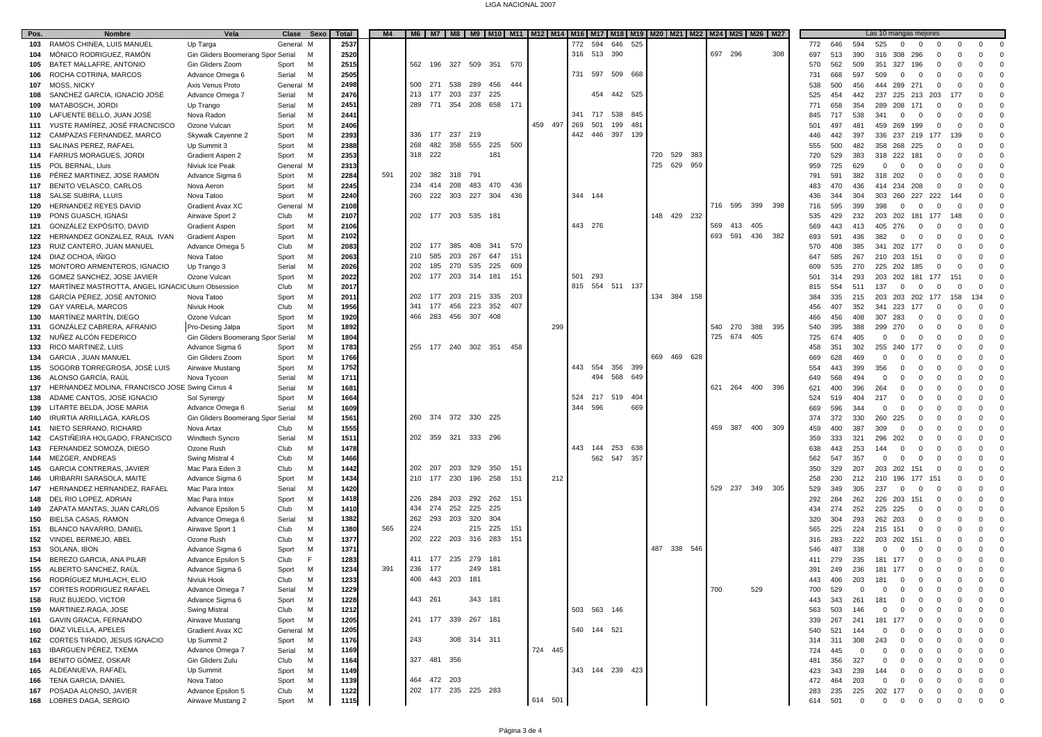| Pos. | Nombre | Vela | Clase | Sexo | Total | M4 | M6 | M7 | M8 | M9 | M10 | M11 | M12 | M14 | M16 | M17 | M18 | M19 | M20 | M21 | M22 | M24 | M25 | M26 | M27 | Las 10 mangas mejores | | | | | | | | | |
|---|---|---|---|---|---|---|---|---|---|---|---|---|---|---|---|---|---|---|---|---|---|---|---|---|---|---|---|---|---|---|---|---|---|---|---|
| 103 | RAMOS CHINEA, LUIS MANUEL | Up Targa | General | M | 2537 | | | | | | | | | | 772 | 594 | 646 | 525 | | | | | | | | 772 | 646 | 594 | 525 | 0 | 0 | 0 | 0 | 0 | 0 |
| 104 | MÓNICO RODRIGUEZ, RAMÓN | Gin Gliders Boomerang Spor | Serial | M | 2520 | | | | | | | | | | 316 | 513 | 390 | | | | | 697 | 296 | | 308 | 697 | 513 | 390 | 316 | 308 | 296 | 0 | 0 | 0 | 0 |
| 105 | BATET MALLAFRE, ANTONIO | Gin Gliders Zoom | Sport | M | 2515 | | 562 | 196 | 327 | 509 | 351 | 570 | | | | | | | | | | | | | | 570 | 562 | 509 | 351 | 327 | 196 | 0 | 0 | 0 | 0 |
| 106 | ROCHA COTRINA, MARCOS | Advance Omega 6 | Serial | M | 2505 | | | | | | | | | | 731 | 597 | 509 | 668 | | | | | | | | 731 | 668 | 597 | 509 | 0 | 0 | 0 | 0 | 0 | 0 |
| 107 | MOSS, NICKY | Axis Venus Proto | General | M | 2498 | | 500 | 271 | 538 | 289 | 456 | 444 | | | | | | | | | | | | | | 538 | 500 | 456 | 444 | 289 | 271 | 0 | 0 | 0 | 0 |
| 108 | SANCHEZ GARCÍA, IGNACIO JOSÉ | Advance Omega 7 | Serial | M | 2476 | | 213 | 177 | 203 | 237 | 225 | | | | | 454 | 442 | 525 | | | | | | | | 525 | 454 | 442 | 237 | 225 | 213 | 203 | 177 | 0 | 0 |
| 109 | MATABOSCH, JORDI | Up Trango | Serial | M | 2451 | | 289 | 771 | 354 | 208 | 658 | 171 | | | | | | | | | | | | | | 771 | 658 | 354 | 289 | 208 | 171 | 0 | 0 | 0 | 0 |
| 110 | LAFUENTE BELLO, JUAN JOSÉ | Nova Radon | Serial | M | 2441 | | | | | | | | | | 341 | 717 | 538 | 845 | | | | | | | | 845 | 717 | 538 | 341 | 0 | 0 | 0 | 0 | 0 | 0 |
| 111 | YUSTE RAMÍREZ, JOSÉ FRACNCISCO | Ozone Vulcan | Sport | M | 2406 | | | | | | | | 459 | 497 | 269 | 501 | 199 | 481 | | | | | | | | 501 | 497 | 481 | 459 | 269 | 199 | 0 | 0 | 0 | 0 |
| 112 | CAMPAZAS FERNANDEZ, MARCO | Skywalk Cayenne 2 | Sport | M | 2393 | | 336 | 177 | 237 | 219 | | | | | 442 | 446 | 397 | 139 | | | | | | | | 446 | 442 | 397 | 336 | 237 | 219 | 177 | 139 | 0 | 0 |
| 113 | SALINAS PEREZ, RAFAEL | Up Summit 3 | Sport | M | 2388 | | 268 | 482 | 358 | 555 | 225 | 500 | | | | | | | | | | | | | | 555 | 500 | 482 | 358 | 268 | 225 | 0 | 0 | 0 | 0 |
| 114 | FARRUS MORAGUES, JORDI | Gradient Aspen 2 | Sport | M | 2353 | | 318 | 222 | | | 181 | | | | | | | | 720 | 529 | 383 | | | | | 720 | 529 | 383 | 318 | 222 | 181 | 0 | 0 | 0 | 0 |
| 115 | POL BERNAL, Lluis | Niviuk Ice Peak | General | M | 2313 | | | | | | | | | | | | | | 725 | 629 | 959 | | | | | 959 | 725 | 629 | 0 | 0 | 0 | 0 | 0 | 0 | 0 |
| 116 | PÉREZ MARTINEZ, JOSE RAMON | Advance Sigma 6 | Sport | M | 2284 | 591 | 202 | 382 | 318 | 791 | | | | | | | | | | | | | | | | 791 | 591 | 382 | 318 | 202 | 0 | 0 | 0 | 0 | 0 |
| 117 | BENITO VELASCO, CARLOS | Nova Aeron | Sport | M | 2245 | | 234 | 414 | 208 | 483 | 470 | 436 | | | | | | | | | | | | | | 483 | 470 | 436 | 414 | 234 | 208 | 0 | 0 | 0 | 0 |
| 118 | SALSE SUBIRA, LLUIS | Nova Tatoo | Sport | M | 2240 | | 260 | 222 | 303 | 227 | 304 | 436 | | | 344 | 144 | | | | | | | | | | 436 | 344 | 304 | 303 | 260 | 227 | 222 | 144 | 0 | 0 |
| 120 | HERNANDEZ REYES DAVID | Gradient Avax XC | General | M | 2108 | | | | | | | | | | | | | | | | | 716 | 595 | 399 | 398 | 716 | 595 | 399 | 398 | 0 | 0 | 0 | 0 | 0 | 0 |
| 119 | PONS GUASCH, IGNASI | Airwave Sport 2 | Club | M | 2107 | | 202 | 177 | 203 | 535 | 181 | | | | | | | | 148 | 429 | 232 | | | | | 535 | 429 | 232 | 203 | 202 | 181 | 177 | 148 | 0 | 0 |
| 121 | GONZÁLEZ EXPÓSITO, DAVID | Gradient Aspen | Sport | M | 2106 | | | | | | | | | | 443 | 276 | | | | | | 569 | 413 | 405 | | 569 | 443 | 413 | 405 | 276 | 0 | 0 | 0 | 0 | 0 |
| 122 | HERNANDEZ GONZALEZ, RAUL IVAN | Gradient Aspen | Sport | M | 2102 | | | | | | | | | | | | | | | | | 693 | 591 | 436 | 382 | 693 | 591 | 436 | 382 | 0 | 0 | 0 | 0 | 0 | 0 |
| 123 | RUIZ CANTERO, JUAN MANUEL | Advance Omega 5 | Club | M | 2083 | | 202 | 177 | 385 | 408 | 341 | 570 | | | | | | | | | | | | | | 570 | 408 | 385 | 341 | 202 | 177 | 0 | 0 | 0 | 0 |
| 124 | DIAZ OCHOA, IÑIGO | Nova Tatoo | Sport | M | 2063 | | 210 | 585 | 203 | 267 | 647 | 151 | | | | | | | | | | | | | | 647 | 585 | 267 | 210 | 203 | 151 | 0 | 0 | 0 | 0 |
| 125 | MONTORO ARMENTEROS, IGNACIO | Up Trango 3 | Serial | M | 2026 | | 202 | 185 | 270 | 535 | 225 | 609 | | | | | | | | | | | | | | 609 | 535 | 270 | 225 | 202 | 185 | 0 | 0 | 0 | 0 |
| 126 | GOMEZ SANCHEZ, JOSE JAVIER | Ozone Vulcan | Sport | M | 2022 | | 202 | 177 | 203 | 314 | 181 | 151 | | | 501 | 293 | | | | | | | | | | 501 | 314 | 293 | 203 | 202 | 181 | 177 | 151 | 0 | 0 |
| 127 | MARTÍNEZ MASTROTTA, ANGEL IGNACIO | Uturn Obsession | Club | M | 2017 | | | | | | | | | | 815 | 554 | 511 | 137 | | | | | | | | 815 | 554 | 511 | 137 | 0 | 0 | 0 | 0 | 0 | 0 |
| 128 | GARCÍA PÉREZ, JOSÉ ANTONIO | Nova Tatoo | Sport | M | 2011 | | 202 | 177 | 203 | 215 | 335 | 203 | | | | | | | 134 | 384 | 158 | | | | | 384 | 335 | 215 | 203 | 203 | 202 | 177 | 158 | 134 | 0 |
| 129 | GAY VARELA, MARCOS | Niviuk Hook | Club | M | 1956 | | 341 | 177 | 456 | 223 | 352 | 407 | | | | | | | | | | | | | | 456 | 407 | 352 | 341 | 223 | 177 | 0 | 0 | 0 | 0 |
| 130 | MARTÍNEZ MARTÍN, DIEGO | Ozone Vulcan | Sport | M | 1920 | | 466 | 283 | 456 | 307 | 408 | | | | | | | | | | | | | | | 466 | 456 | 408 | 307 | 283 | 0 | 0 | 0 | 0 | 0 |
| 131 | GONZÁLEZ CABRERA, AFRANIO | Pro-Desing Jalpa | Sport | M | 1892 | | | | | | | | | 299 | | | | | | | | 540 | 270 | 388 | 395 | 540 | 395 | 388 | 299 | 270 | 0 | 0 | 0 | 0 | 0 |
| 132 | NUÑEZ ALCÓN FEDERICO | Gin Gliders Boomerang Spor | Serial | M | 1804 | | | | | | | | | | | | | | | | | 725 | 674 | 405 | | 725 | 674 | 405 | 0 | 0 | 0 | 0 | 0 | 0 | 0 |
| 133 | RICO MARTINEZ, LUIS | Advance Sigma 6 | Sport | M | 1783 | | 255 | 177 | 240 | 302 | 351 | 458 | | | | | | | | | | | | | | 458 | 351 | 302 | 255 | 240 | 177 | 0 | 0 | 0 | 0 |
| 134 | GARCIA , JUAN MANUEL | Gin Gliders Zoom | Sport | M | 1766 | | | | | | | | | | | | | | 669 | 469 | 628 | | | | | 669 | 628 | 469 | 0 | 0 | 0 | 0 | 0 | 0 | 0 |
| 135 | SOGORB TORREGROSA, JOSÉ LUIS | Airwave Mustang | Sport | M | 1752 | | | | | | | | | | 443 | 554 | 356 | 399 | | | | | | | | 554 | 443 | 399 | 356 | 0 | 0 | 0 | 0 | 0 | 0 |
| 136 | ALONSO GARCÍA, RAÚL | Nova Tycoon | Serial | M | 1711 | | | | | | | | | | | 494 | 568 | 649 | | | | | | | | 649 | 568 | 494 | 0 | 0 | 0 | 0 | 0 | 0 | 0 |
| 137 | HERNANDEZ MOLINA, FRANCISCO JOSE | Swing Cirrus 4 | Serial | M | 1681 | | | | | | | | | | | | | | | | | 621 | 264 | 400 | 396 | 621 | 400 | 396 | 264 | 0 | 0 | 0 | 0 | 0 | 0 |
| 138 | ADAME CANTOS, JOSÉ IGNACIO | Sol Synergy | Sport | M | 1664 | | | | | | | | | | 524 | 217 | 519 | 404 | | | | | | | | 524 | 519 | 404 | 217 | 0 | 0 | 0 | 0 | 0 | 0 |
| 139 | LITARTE BELDA, JOSE MARIA | Advance Omega 6 | Serial | M | 1609 | | | | | | | | | | 344 | 596 | | 669 | | | | | | | | 669 | 596 | 344 | 0 | 0 | 0 | 0 | 0 | 0 | 0 |
| 140 | IRURTIA ARRILLAGA, KARLOS | Gin Gliders Boomerang Spor | Serial | M | 1561 | | 260 | 374 | 372 | 330 | 225 | | | | | | | | | | | | | | | 374 | 372 | 330 | 260 | 225 | 0 | 0 | 0 | 0 | 0 |
| 141 | NIETO SERRANO, RICHARD | Nova Artax | Club | M | 1555 | | | | | | | | | | | | | | | | | 459 | 387 | 400 | 309 | 459 | 400 | 387 | 309 | 0 | 0 | 0 | 0 | 0 | 0 |
| 142 | CASTIÑEIRA HOLGADO, FRANCISCO | Windtech Syncro | Serial | M | 1511 | | 202 | 359 | 321 | 333 | 296 | | | | | | | | | | | | | | | 359 | 333 | 321 | 296 | 202 | 0 | 0 | 0 | 0 | 0 |
| 143 | FERNANDEZ SOMOZA, DIEGO | Ozone Rush | Club | M | 1478 | | | | | | | | | | 443 | 144 | 253 | 638 | | | | | | | | 638 | 443 | 253 | 144 | 0 | 0 | 0 | 0 | 0 | 0 |
| 144 | MEZGER, ANDREAS | Swing Mistral 4 | Club | M | 1466 | | | | | | | | | | | 562 | 547 | 357 | | | | | | | | 562 | 547 | 357 | 0 | 0 | 0 | 0 | 0 | 0 | 0 |
| 145 | GARCIA CONTRERAS, JAVIER | Mac Para Eden 3 | Club | M | 1442 | | 202 | 207 | 203 | 329 | 350 | 151 | | | | | | | | | | | | | | 350 | 329 | 207 | 203 | 202 | 151 | 0 | 0 | 0 | 0 |
| 146 | URIBARRI SARASOLA, MAITE | Advance Sigma 6 | Sport | M | 1434 | | 210 | 177 | 230 | 196 | 258 | 151 | | 212 | | | | | | | | | | | | 258 | 230 | 212 | 210 | 196 | 177 | 151 | 0 | 0 | 0 |
| 147 | HERNANDEZ HERNANDEZ, RAFAEL | Mac Para Intox | Serial | M | 1420 | | | | | | | | | | | | | | | | | 529 | 237 | 349 | 305 | 529 | 349 | 305 | 237 | 0 | 0 | 0 | 0 | 0 | 0 |
| 148 | DEL RIO LOPEZ, ADRIAN | Mac Para Intox | Sport | M | 1418 | | 226 | 284 | 203 | 292 | 262 | 151 | | | | | | | | | | | | | | 292 | 284 | 262 | 226 | 203 | 151 | 0 | 0 | 0 | 0 |
| 149 | ZAPATA MANTAS, JUAN CARLOS | Advance Epsilon 5 | Club | M | 1410 | | 434 | 274 | 252 | 225 | 225 | | | | | | | | | | | | | | | 434 | 274 | 252 | 225 | 225 | 0 | 0 | 0 | 0 | 0 |
| 150 | BIELSA CASAS, RAMON | Advance Omega 6 | Serial | M | 1382 | | 262 | 293 | 203 | 320 | 304 | | | | | | | | | | | | | | | 320 | 304 | 293 | 262 | 203 | 0 | 0 | 0 | 0 | 0 |
| 151 | BLANCO NAVARRO, DANIEL | Airwave Sport 1 | Club | M | 1380 | 565 | 224 | | | 215 | 225 | 151 | | | | | | | | | | | | | | 565 | 225 | 224 | 215 | 151 | 0 | 0 | 0 | 0 | 0 |
| 152 | VINDEL BERMEJO, ABEL | Ozone Rush | Club | M | 1377 | | 202 | 222 | 203 | 316 | 283 | 151 | | | | | | | | | | | | | | 316 | 283 | 222 | 203 | 202 | 151 | 0 | 0 | 0 | 0 |
| 153 | SOLANA, IBON | Advance Sigma 6 | Sport | M | 1371 | | | | | | | | | | | | | | 487 | 338 | 546 | | | | | 546 | 487 | 338 | 0 | 0 | 0 | 0 | 0 | 0 | 0 |
| 154 | BEREZO GARCIA, ANA PILAR | Advance Epsilon 5 | Club | F | 1283 | | 411 | 177 | 235 | 279 | 181 | | | | | | | | | | | | | | | 411 | 279 | 235 | 181 | 177 | 0 | 0 | 0 | 0 | 0 |
| 155 | ALBERTO SANCHEZ, RAÚL | Advance Sigma 6 | Sport | M | 1234 | 391 | 236 | 177 | | 249 | 181 | | | | | | | | | | | | | | | 391 | 249 | 236 | 181 | 177 | 0 | 0 | 0 | 0 | 0 |
| 156 | RODRÍGUEZ MUHLACH, ELIO | Niviuk Hook | Club | M | 1233 | | 406 | 443 | 203 | 181 | | | | | | | | | | | | | | | | 443 | 406 | 203 | 181 | 0 | 0 | 0 | 0 | 0 | 0 |
| 157 | CORTES RODRIGUEZ RAFAEL | Advance Omega 7 | Serial | M | 1229 | | | | | | | | | | | | | | | | | 700 | | 529 | | 700 | 529 | 0 | 0 | 0 | 0 | 0 | 0 | 0 | 0 |
| 158 | RUIZ BUJEDO, VICTOR | Advance Sigma 6 | Sport | M | 1228 | | 443 | 261 | | 343 | 181 | | | | | | | | | | | | | | | 443 | 343 | 261 | 181 | 0 | 0 | 0 | 0 | 0 | 0 |
| 159 | MARTINEZ-RAGA, JOSE | Swing Mistral | Club | M | 1212 | | | | | | | | | | 503 | 563 | 146 | | | | | | | | | 563 | 503 | 146 | 0 | 0 | 0 | 0 | 0 | 0 | 0 |
| 161 | GAVIN GRACIA, FERNANDO | Airwave Mustang | Sport | M | 1205 | | 241 | 177 | 339 | 267 | 181 | | | | | | | | | | | | | | | 339 | 267 | 241 | 181 | 177 | 0 | 0 | 0 | 0 | 0 |
| 160 | DIAZ VILELLA, APELES | Gradient Avax XC | General | M | 1205 | | | | | | | | | | 540 | 144 | 521 | | | | | | | | | 540 | 521 | 144 | 0 | 0 | 0 | 0 | 0 | 0 | 0 |
| 162 | CORTES TIRADO, JESUS IGNACIO | Up Summit 2 | Sport | M | 1176 | | 243 | | 308 | 314 | 311 | | | | | | | | | | | | | | | 314 | 311 | 308 | 243 | 0 | 0 | 0 | 0 | 0 | 0 |
| 163 | IBARGUEN PÉREZ, TXEMA | Advance Omega 7 | Serial | M | 1169 | | | | | | | | 724 | 445 | | | | | | | | | | | | 724 | 445 | 0 | 0 | 0 | 0 | 0 | 0 | 0 | 0 |
| 164 | BENITO GÓMEZ, OSKAR | Gin Gliders Zulu | Club | M | 1164 | | 327 | 481 | 356 | | | | | | | | | | | | | | | | | 481 | 356 | 327 | 0 | 0 | 0 | 0 | 0 | 0 | 0 |
| 165 | ALDEANUEVA, RAFAEL | Up Summit | Sport | M | 1149 | | | | | | | | | | 343 | 144 | 239 | 423 | | | | | | | | 423 | 343 | 239 | 144 | 0 | 0 | 0 | 0 | 0 | 0 |
| 166 | TENA GARCIA, DANIEL | Nova Tatoo | Sport | M | 1139 | | 464 | 472 | 203 | | | | | | | | | | | | | | | | | 472 | 464 | 203 | 0 | 0 | 0 | 0 | 0 | 0 | 0 |
| 167 | POSADA ALONSO, JAVIER | Advance Epsilon 5 | Club | M | 1122 | | 202 | 177 | 235 | 225 | 283 | | | | | | | | | | | | | | | 283 | 235 | 225 | 202 | 177 | 0 | 0 | 0 | 0 | 0 |
| 168 | LOBRES DAGA, SERGIO | Airwave Mustang 2 | Sport | M | 1115 | | | | | | | | 614 | 501 | | | | | | | | | | | | 614 | 501 | 0 | 0 | 0 | 0 | 0 | 0 | 0 | 0 |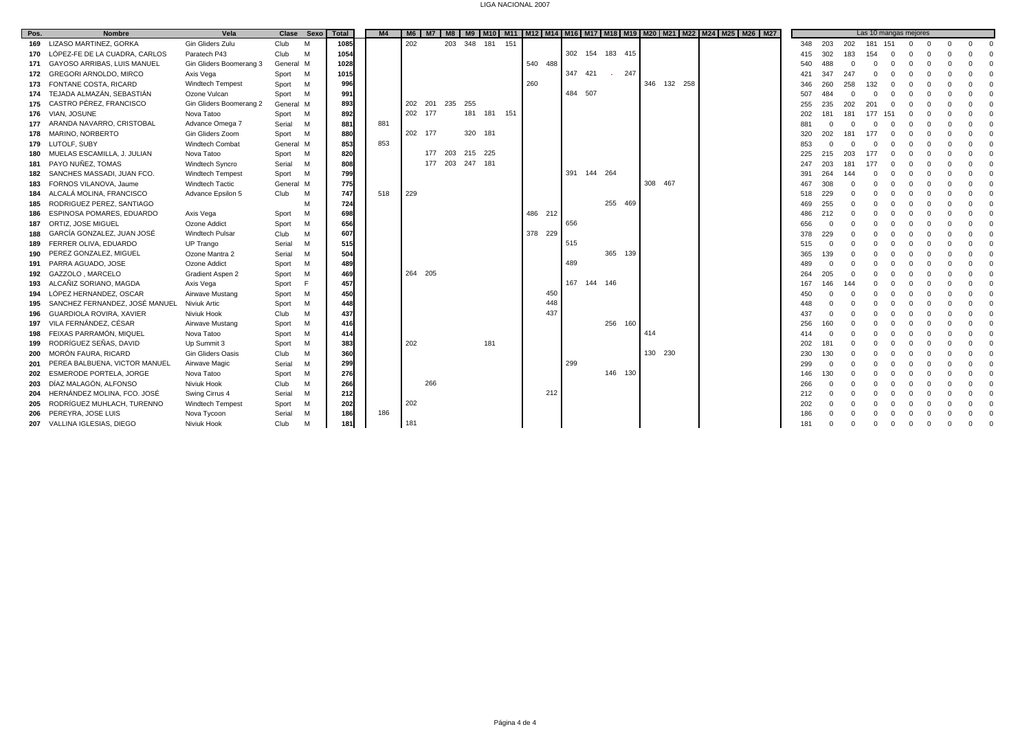| Pos. | Nombre | Vela | Clase | Sexo | Total | M4 | M6 | M7 | M8 | M9 | M10 | M11 | M12 | M14 | M16 | M17 | M18 | M19 | M20 | M21 | M22 | M24 | M25 | M26 | M27 | Las 10 mangas mejores | | | | | | | | | |
|---|---|---|---|---|---|---|---|---|---|---|---|---|---|---|---|---|---|---|---|---|---|---|---|---|---|---|---|---|---|---|---|---|---|---|---|
| 169 | LIZASO MARTINEZ, GORKA | Gin Gliders Zulu | Club | M | 1085 | | 202 | | 203 | 348 | 181 | 151 | | | | | | | | | | | | | | 348 | 203 | 202 | 181 | 151 | 0 | 0 | 0 | 0 | 0 |
| 170 | LÓPEZ-FE DE LA CUADRA, CARLOS | Paratech P43 | Club | M | 1054 | | | | | | | | | | 302 | 154 | 183 | 415 | | | | | | | | 415 | 302 | 183 | 154 | 0 | 0 | 0 | 0 | 0 | 0 |
| 171 | GAYOSO ARRIBAS, LUIS MANUEL | Gin Gliders Boomerang 3 | General | M | 1028 | | | | | | | | 540 | 488 | | | | | | | | | | | | 540 | 488 | 0 | 0 | 0 | 0 | 0 | 0 | 0 | 0 |
| 172 | GREGORI ARNOLDO, MIRCO | Axis Vega | Sport | M | 1015 | | | | | | | | | | 347 | 421 | . | 247 | | | | | | | | 421 | 347 | 247 | 0 | 0 | 0 | 0 | 0 | 0 | 0 |
| 173 | FONTANE COSTA, RICARD | Windtech Tempest | Sport | M | 996 | | | | | | | | 260 | | | | | | 346 | 132 | 258 | | | | | 346 | 260 | 258 | 132 | 0 | 0 | 0 | 0 | 0 | 0 |
| 174 | TEJADA ALMAZÁN, SEBASTIÁN | Ozone Vulcan | Sport | M | 991 | | | | | | | | | | 484 | 507 | | | | | | | | | | 507 | 484 | 0 | 0 | 0 | 0 | 0 | 0 | 0 | 0 |
| 175 | CASTRO PÉREZ, FRANCISCO | Gin Gliders Boomerang 2 | General | M | 893 | | 202 | 201 | 235 | 255 | | | | | | | | | | | | | | | | 255 | 235 | 202 | 201 | 0 | 0 | 0 | 0 | 0 | 0 |
| 176 | VIAN, JOSUNE | Nova Tatoo | Sport | M | 892 | | 202 | 177 | | 181 | 181 | 151 | | | | | | | | | | | | | | 202 | 181 | 181 | 177 | 151 | 0 | 0 | 0 | 0 | 0 |
| 177 | ARANDA NAVARRO, CRISTOBAL | Advance Omega 7 | Serial | M | 881 | 881 | | | | | | | | | | | | | | | | | | | | 881 | 0 | 0 | 0 | 0 | 0 | 0 | 0 | 0 | 0 |
| 178 | MARINO, NORBERTO | Gin Gliders Zoom | Sport | M | 880 | | 202 | 177 | | 320 | 181 | | | | | | | | | | | | | | | 320 | 202 | 181 | 177 | 0 | 0 | 0 | 0 | 0 | 0 |
| 179 | LUTOLF, SUBY | Windtech Combat | General | M | 853 | 853 | | | | | | | | | | | | | | | | | | | | 853 | 0 | 0 | 0 | 0 | 0 | 0 | 0 | 0 | 0 |
| 180 | MUELAS ESCAMILLA, J. JULIAN | Nova Tatoo | Sport | M | 820 | | | 177 | 203 | 215 | 225 | | | | | | | | | | | | | | | 225 | 215 | 203 | 177 | 0 | 0 | 0 | 0 | 0 | 0 |
| 181 | PAYO NUÑEZ, TOMAS | Windtech Syncro | Serial | M | 808 | | | 177 | 203 | 247 | 181 | | | | | | | | | | | | | | | 247 | 203 | 181 | 177 | 0 | 0 | 0 | 0 | 0 | 0 |
| 182 | SANCHES MASSADI, JUAN FCO. | Windtech Tempest | Sport | M | 799 | | | | | | | | | | 391 | 144 | 264 | | | | | | | | | 391 | 264 | 144 | 0 | 0 | 0 | 0 | 0 | 0 | 0 |
| 183 | FORNOS VILANOVA, Jaume | Windtech Tactic | General | M | 775 | | | | | | | | | | | | | | 308 | 467 | | | | | | 467 | 308 | 0 | 0 | 0 | 0 | 0 | 0 | 0 | 0 |
| 184 | ALCALÁ MOLINA, FRANCISCO | Advance Epsilon 5 | Club | M | 747 | 518 | 229 | | | | | | | | | | | | | | | | | | | 518 | 229 | 0 | 0 | 0 | 0 | 0 | 0 | 0 | 0 |
| 185 | RODRIGUEZ PEREZ, SANTIAGO | | | M | 724 | | | | | | | | | | | | 255 | 469 | | | | | | | | 469 | 255 | 0 | 0 | 0 | 0 | 0 | 0 | 0 | 0 |
| 186 | ESPINOSA POMARES, EDUARDO | Axis Vega | Sport | M | 698 | | | | | | | | 486 | 212 | | | | | | | | | | | | 486 | 212 | 0 | 0 | 0 | 0 | 0 | 0 | 0 | 0 |
| 187 | ORTIZ, JOSE MIGUEL | Ozone Addict | Sport | M | 656 | | | | | | | | | | 656 | | | | | | | | | | | 656 | 0 | 0 | 0 | 0 | 0 | 0 | 0 | 0 | 0 |
| 188 | GARCÍA GONZALEZ, JUAN JOSÉ | Windtech Pulsar | Club | M | 607 | | | | | | | | 378 | 229 | | | | | | | | | | | | 378 | 229 | 0 | 0 | 0 | 0 | 0 | 0 | 0 | 0 |
| 189 | FERRER OLIVA, EDUARDO | UP Trango | Serial | M | 515 | | | | | | | | | | 515 | | | | | | | | | | | 515 | 0 | 0 | 0 | 0 | 0 | 0 | 0 | 0 | 0 |
| 190 | PEREZ GONZALEZ, MIGUEL | Ozone Mantra 2 | Serial | M | 504 | | | | | | | | | | | | 365 | 139 | | | | | | | | 365 | 139 | 0 | 0 | 0 | 0 | 0 | 0 | 0 | 0 |
| 191 | PARRA AGUADO, JOSE | Ozone Addict | Sport | M | 489 | | | | | | | | | | 489 | | | | | | | | | | | 489 | 0 | 0 | 0 | 0 | 0 | 0 | 0 | 0 | 0 |
| 192 | GAZZOLO , MARCELO | Gradient Aspen 2 | Sport | M | 469 | | 264 | 205 | | | | | | | | | | | | | | | | | | 264 | 205 | 0 | 0 | 0 | 0 | 0 | 0 | 0 | 0 |
| 193 | ALCAÑIZ SORIANO, MAGDA | Axis Vega | Sport | F | 457 | | | | | | | | | | 167 | 144 | 146 | | | | | | | | | 167 | 146 | 144 | 0 | 0 | 0 | 0 | 0 | 0 | 0 |
| 194 | LÓPEZ HERNANDEZ, OSCAR | Airwave Mustang | Sport | M | 450 | | | | | | | | | 450 | | | | | | | | | | | | 450 | 0 | 0 | 0 | 0 | 0 | 0 | 0 | 0 | 0 |
| 195 | SANCHEZ FERNANDEZ, JOSÉ MANUEL | Niviuk Artic | Sport | M | 448 | | | | | | | | | 448 | | | | | | | | | | | | 448 | 0 | 0 | 0 | 0 | 0 | 0 | 0 | 0 | 0 |
| 196 | GUARDIOLA ROVIRA, XAVIER | Niviuk Hook | Club | M | 437 | | | | | | | | | 437 | | | | | | | | | | | | 437 | 0 | 0 | 0 | 0 | 0 | 0 | 0 | 0 | 0 |
| 197 | VILA FERNÁNDEZ, CÉSAR | Airwave Mustang | Sport | M | 416 | | | | | | | | | | | | 256 | 160 | | | | | | | | 256 | 160 | 0 | 0 | 0 | 0 | 0 | 0 | 0 | 0 |
| 198 | FEIXAS PARRAMÓN, MIQUEL | Nova Tatoo | Sport | M | 414 | | | | | | | | | | | | | | 414 | | | | | | | 414 | 0 | 0 | 0 | 0 | 0 | 0 | 0 | 0 | 0 |
| 199 | RODRÍGUEZ SEÑAS, DAVID | Up Summit 3 | Sport | M | 383 | | 202 | | | | 181 | | | | | | | | | | | | | | | 202 | 181 | 0 | 0 | 0 | 0 | 0 | 0 | 0 | 0 |
| 200 | MORÓN FAURA, RICARD | Gin Gliders Oasis | Club | M | 360 | | | | | | | | | | | | | | 130 | 230 | | | | | | 230 | 130 | 0 | 0 | 0 | 0 | 0 | 0 | 0 | 0 |
| 201 | PEREA BALBUENA, VICTOR MANUEL | Airwave Magic | Serial | M | 299 | | | | | | | | | | 299 | | | | | | | | | | | 299 | 0 | 0 | 0 | 0 | 0 | 0 | 0 | 0 | 0 |
| 202 | ESMERODE PORTELA, JORGE | Nova Tatoo | Sport | M | 276 | | | | | | | | | | | | 146 | 130 | | | | | | | | 146 | 130 | 0 | 0 | 0 | 0 | 0 | 0 | 0 | 0 |
| 203 | DÍAZ MALAGÓN, ALFONSO | Niviuk Hook | Club | M | 266 | | | 266 | | | | | | | | | | | | | | | | | | 266 | 0 | 0 | 0 | 0 | 0 | 0 | 0 | 0 | 0 |
| 204 | HERNÁNDEZ MOLINA, FCO. JOSÉ | Swing Cirrus 4 | Serial | M | 212 | | | | | | | | | 212 | | | | | | | | | | | | 212 | 0 | 0 | 0 | 0 | 0 | 0 | 0 | 0 | 0 |
| 205 | RODRÍGUEZ MUHLACH, TURENNO | Windtech Tempest | Sport | M | 202 | | 202 | | | | | | | | | | | | | | | | | | | 202 | 0 | 0 | 0 | 0 | 0 | 0 | 0 | 0 | 0 |
| 206 | PEREYRA, JOSE LUIS | Nova Tycoon | Serial | M | 186 | 186 | | | | | | | | | | | | | | | | | | | | 186 | 0 | 0 | 0 | 0 | 0 | 0 | 0 | 0 | 0 |
| 207 | VALLINA IGLESIAS, DIEGO | Niviuk Hook | Club | M | 181 | | 181 | | | | | | | | | | | | | | | | | | | 181 | 0 | 0 | 0 | 0 | 0 | 0 | 0 | 0 | 0 |